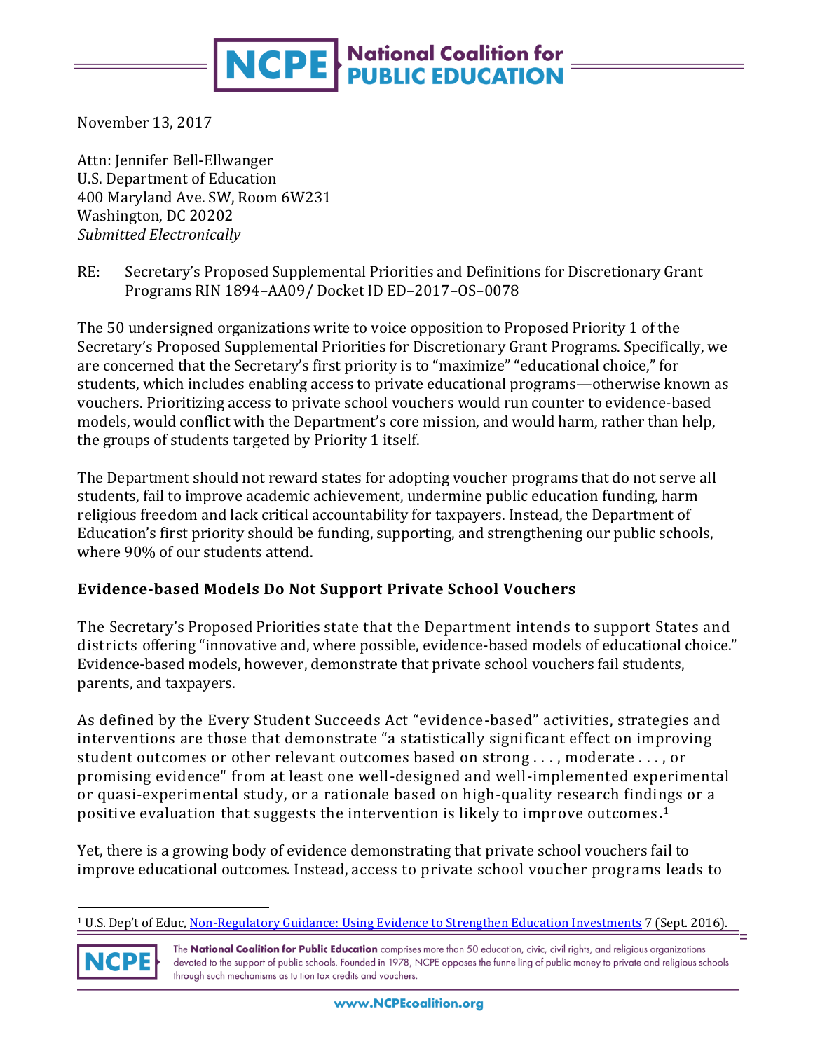# NCPE National Coalition for PUBLIC EDUCATION

November 13, 2017

Attn: Jennifer Bell-Ellwanger
U.S. Department of Education
400 Maryland Ave. SW, Room 6W231
Washington, DC 20202
*Submitted Electronically*

RE: Secretary's Proposed Supplemental Priorities and Definitions for Discretionary Grant Programs RIN 1894–AA09/ Docket ID ED–2017–OS–0078

The 50 undersigned organizations write to voice opposition to Proposed Priority 1 of the Secretary's Proposed Supplemental Priorities for Discretionary Grant Programs. Specifically, we are concerned that the Secretary's first priority is to "maximize" "educational choice," for students, which includes enabling access to private educational programs—otherwise known as vouchers. Prioritizing access to private school vouchers would run counter to evidence-based models, would conflict with the Department's core mission, and would harm, rather than help, the groups of students targeted by Priority 1 itself.

The Department should not reward states for adopting voucher programs that do not serve all students, fail to improve academic achievement, undermine public education funding, harm religious freedom and lack critical accountability for taxpayers. Instead, the Department of Education's first priority should be funding, supporting, and strengthening our public schools, where 90% of our students attend.

## Evidence-based Models Do Not Support Private School Vouchers

The Secretary's Proposed Priorities state that the Department intends to support States and districts offering "innovative and, where possible, evidence-based models of educational choice." Evidence-based models, however, demonstrate that private school vouchers fail students, parents, and taxpayers.

As defined by the Every Student Succeeds Act "evidence-based" activities, strategies and interventions are those that demonstrate "a statistically significant effect on improving student outcomes or other relevant outcomes based on strong . . . , moderate . . . , or promising evidence" from at least one well-designed and well-implemented experimental or quasi-experimental study, or a rationale based on high-quality research findings or a positive evaluation that suggests the intervention is likely to improve outcomes.[1]

Yet, there is a growing body of evidence demonstrating that private school vouchers fail to improve educational outcomes. Instead, access to private school voucher programs leads to

[1] U.S. Dep't of Educ, Non-Regulatory Guidance: Using Evidence to Strengthen Education Investments 7 (Sept. 2016).

The **National Coalition for Public Education** comprises more than 50 education, civic, civil rights, and religious organizations devoted to the support of public schools. Founded in 1978, NCPE opposes the funnelling of public money to private and religious schools through such mechanisms as tuition tax credits and vouchers.

www.NCPEcoalition.org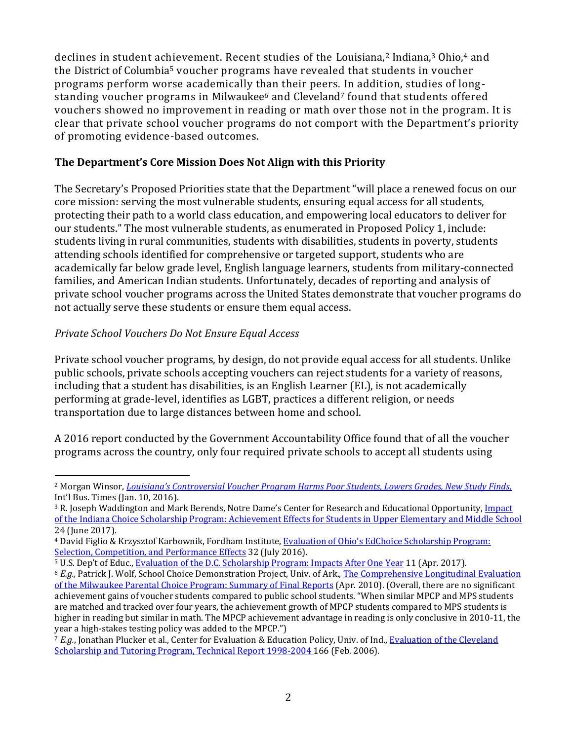declines in student achievement. Recent studies of the Louisiana,[2] Indiana,[3] Ohio,[4] and the District of Columbia[5] voucher programs have revealed that students in voucher programs perform worse academically than their peers. In addition, studies of long-standing voucher programs in Milwaukee[6] and Cleveland[7] found that students offered vouchers showed no improvement in reading or math over those not in the program. It is clear that private school voucher programs do not comport with the Department's priority of promoting evidence-based outcomes.

**The Department's Core Mission Does Not Align with this Priority**

The Secretary's Proposed Priorities state that the Department "will place a renewed focus on our core mission: serving the most vulnerable students, ensuring equal access for all students, protecting their path to a world class education, and empowering local educators to deliver for our students." The most vulnerable students, as enumerated in Proposed Policy 1, include: students living in rural communities, students with disabilities, students in poverty, students attending schools identified for comprehensive or targeted support, students who are academically far below grade level, English language learners, students from military-connected families, and American Indian students. Unfortunately, decades of reporting and analysis of private school voucher programs across the United States demonstrate that voucher programs do not actually serve these students or ensure them equal access.

*Private School Vouchers Do Not Ensure Equal Access*

Private school voucher programs, by design, do not provide equal access for all students. Unlike public schools, private schools accepting vouchers can reject students for a variety of reasons, including that a student has disabilities, is an English Learner (EL), is not academically performing at grade-level, identifies as LGBT, practices a different religion, or needs transportation due to large distances between home and school.

A 2016 report conducted by the Government Accountability Office found that of all the voucher programs across the country, only four required private schools to accept all students using

---

[2] Morgan Winsor, *Louisiana's Controversial Voucher Program Harms Poor Students, Lowers Grades, New Study Finds*, Int'l Bus. Times (Jan. 10, 2016).

[3] R. Joseph Waddington and Mark Berends, Notre Dame's Center for Research and Educational Opportunity, Impact of the Indiana Choice Scholarship Program: Achievement Effects for Students in Upper Elementary and Middle School 24 (June 2017).

[4] David Figlio & Krzysztof Karbownik, Fordham Institute, Evaluation of Ohio's EdChoice Scholarship Program: Selection, Competition, and Performance Effects 32 (July 2016).

[5] U.S. Dep't of Educ., Evaluation of the D.C. Scholarship Program: Impacts After One Year 11 (Apr. 2017).

[6] *E.g.*, Patrick J. Wolf, School Choice Demonstration Project, Univ. of Ark., The Comprehensive Longitudinal Evaluation of the Milwaukee Parental Choice Program: Summary of Final Reports (Apr. 2010). (Overall, there are no significant achievement gains of voucher students compared to public school students. "When similar MPCP and MPS students are matched and tracked over four years, the achievement growth of MPCP students compared to MPS students is higher in reading but similar in math. The MPCP achievement advantage in reading is only conclusive in 2010-11, the year a high-stakes testing policy was added to the MPCP.")

[7] *E.g.*, Jonathan Plucker et al., Center for Evaluation & Education Policy, Univ. of Ind., Evaluation of the Cleveland Scholarship and Tutoring Program, Technical Report 1998-2004 166 (Feb. 2006).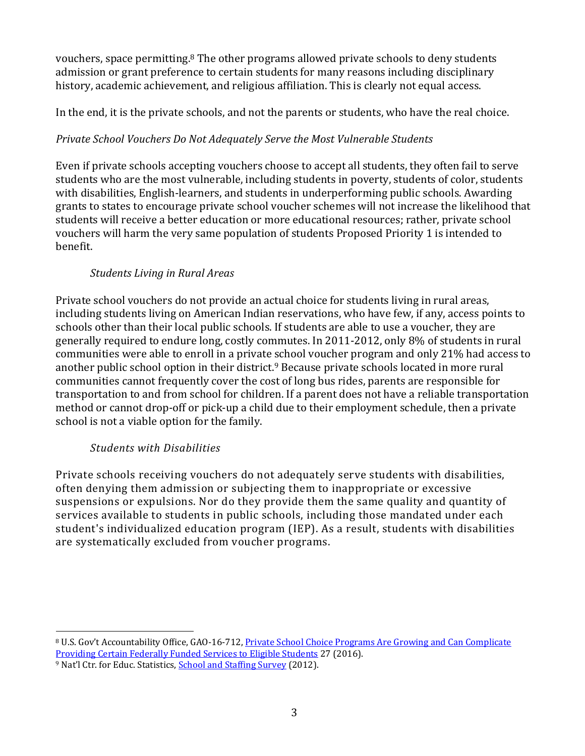vouchers, space permitting.[8] The other programs allowed private schools to deny students admission or grant preference to certain students for many reasons including disciplinary history, academic achievement, and religious affiliation. This is clearly not equal access.

In the end, it is the private schools, and not the parents or students, who have the real choice.

*Private School Vouchers Do Not Adequately Serve the Most Vulnerable Students*

Even if private schools accepting vouchers choose to accept all students, they often fail to serve students who are the most vulnerable, including students in poverty, students of color, students with disabilities, English-learners, and students in underperforming public schools. Awarding grants to states to encourage private school voucher schemes will not increase the likelihood that students will receive a better education or more educational resources; rather, private school vouchers will harm the very same population of students Proposed Priority 1 is intended to benefit.

*Students Living in Rural Areas*

Private school vouchers do not provide an actual choice for students living in rural areas, including students living on American Indian reservations, who have few, if any, access points to schools other than their local public schools. If students are able to use a voucher, they are generally required to endure long, costly commutes. In 2011-2012, only 8% of students in rural communities were able to enroll in a private school voucher program and only 21% had access to another public school option in their district.[9] Because private schools located in more rural communities cannot frequently cover the cost of long bus rides, parents are responsible for transportation to and from school for children. If a parent does not have a reliable transportation method or cannot drop-off or pick-up a child due to their employment schedule, then a private school is not a viable option for the family.

*Students with Disabilities*

Private schools receiving vouchers do not adequately serve students with disabilities, often denying them admission or subjecting them to inappropriate or excessive suspensions or expulsions. Nor do they provide them the same quality and quantity of services available to students in public schools, including those mandated under each student's individualized education program (IEP). As a result, students with disabilities are systematically excluded from voucher programs.

---

[8] U.S. Gov't Accountability Office, GAO-16-712, Private School Choice Programs Are Growing and Can Complicate Providing Certain Federally Funded Services to Eligible Students 27 (2016).

[9] Nat'l Ctr. for Educ. Statistics, School and Staffing Survey (2012).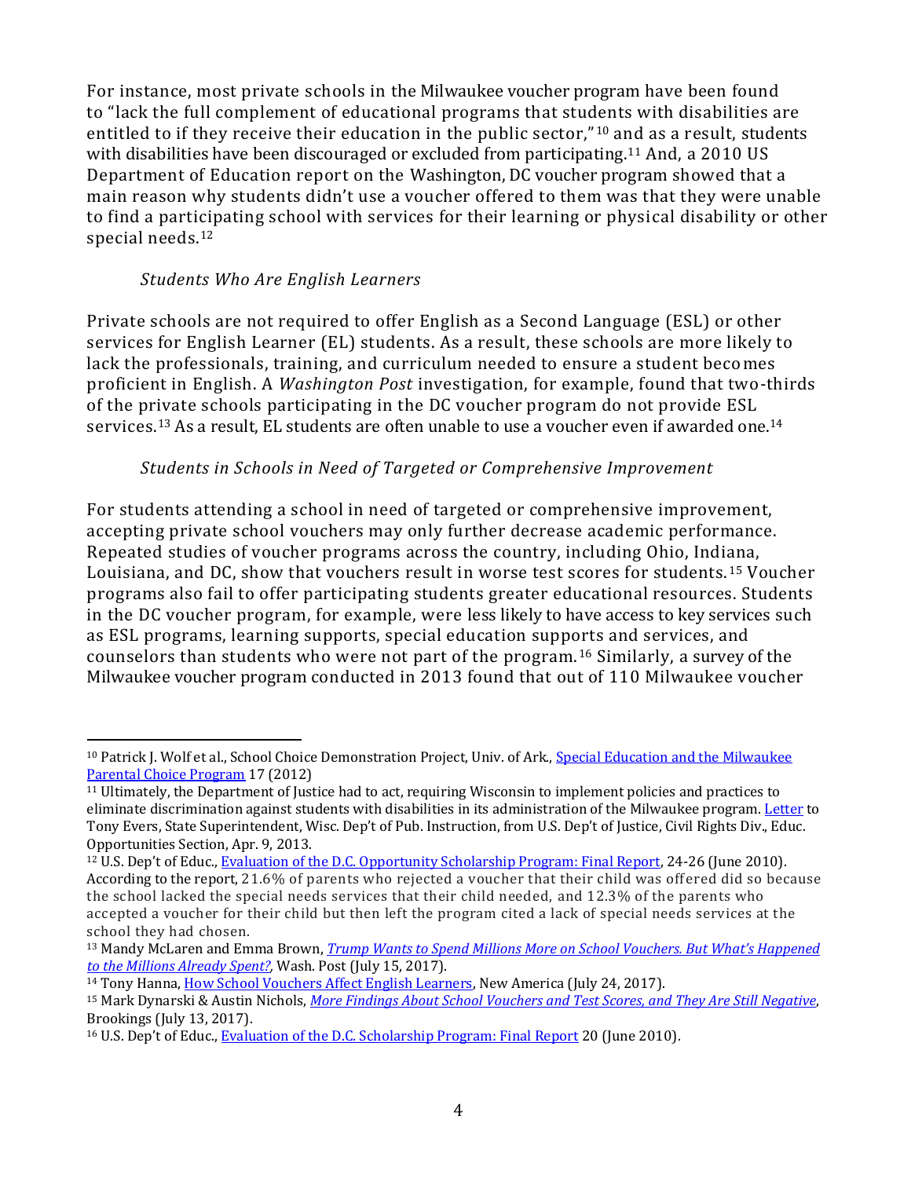For instance, most private schools in the Milwaukee voucher program have been found to "lack the full complement of educational programs that students with disabilities are entitled to if they receive their education in the public sector,"[10] and as a result, students with disabilities have been discouraged or excluded from participating.[11] And, a 2010 US Department of Education report on the Washington, DC voucher program showed that a main reason why students didn't use a voucher offered to them was that they were unable to find a participating school with services for their learning or physical disability or other special needs.[12]

*Students Who Are English Learners*

Private schools are not required to offer English as a Second Language (ESL) or other services for English Learner (EL) students. As a result, these schools are more likely to lack the professionals, training, and curriculum needed to ensure a student becomes proficient in English. A *Washington Post* investigation, for example, found that two-thirds of the private schools participating in the DC voucher program do not provide ESL services.[13] As a result, EL students are often unable to use a voucher even if awarded one.[14]

*Students in Schools in Need of Targeted or Comprehensive Improvement*

For students attending a school in need of targeted or comprehensive improvement, accepting private school vouchers may only further decrease academic performance. Repeated studies of voucher programs across the country, including Ohio, Indiana, Louisiana, and DC, show that vouchers result in worse test scores for students.[15] Voucher programs also fail to offer participating students greater educational resources. Students in the DC voucher program, for example, were less likely to have access to key services such as ESL programs, learning supports, special education supports and services, and counselors than students who were not part of the program.[16] Similarly, a survey of the Milwaukee voucher program conducted in 2013 found that out of 110 Milwaukee voucher

---

[10] Patrick J. Wolf et al., School Choice Demonstration Project, Univ. of Ark., Special Education and the Milwaukee Parental Choice Program 17 (2012)

[11] Ultimately, the Department of Justice had to act, requiring Wisconsin to implement policies and practices to eliminate discrimination against students with disabilities in its administration of the Milwaukee program. Letter to Tony Evers, State Superintendent, Wisc. Dep't of Pub. Instruction, from U.S. Dep't of Justice, Civil Rights Div., Educ. Opportunities Section, Apr. 9, 2013.

[12] U.S. Dep't of Educ., Evaluation of the D.C. Opportunity Scholarship Program: Final Report, 24-26 (June 2010). According to the report, 21.6% of parents who rejected a voucher that their child was offered did so because the school lacked the special needs services that their child needed, and 12.3% of the parents who accepted a voucher for their child but then left the program cited a lack of special needs services at the school they had chosen.

[13] Mandy McLaren and Emma Brown, *Trump Wants to Spend Millions More on School Vouchers. But What's Happened to the Millions Already Spent?*, Wash. Post (July 15, 2017).

[14] Tony Hanna, How School Vouchers Affect English Learners, New America (July 24, 2017).

[15] Mark Dynarski & Austin Nichols, *More Findings About School Vouchers and Test Scores, and They Are Still Negative*, Brookings (July 13, 2017).

[16] U.S. Dep't of Educ., Evaluation of the D.C. Scholarship Program: Final Report 20 (June 2010).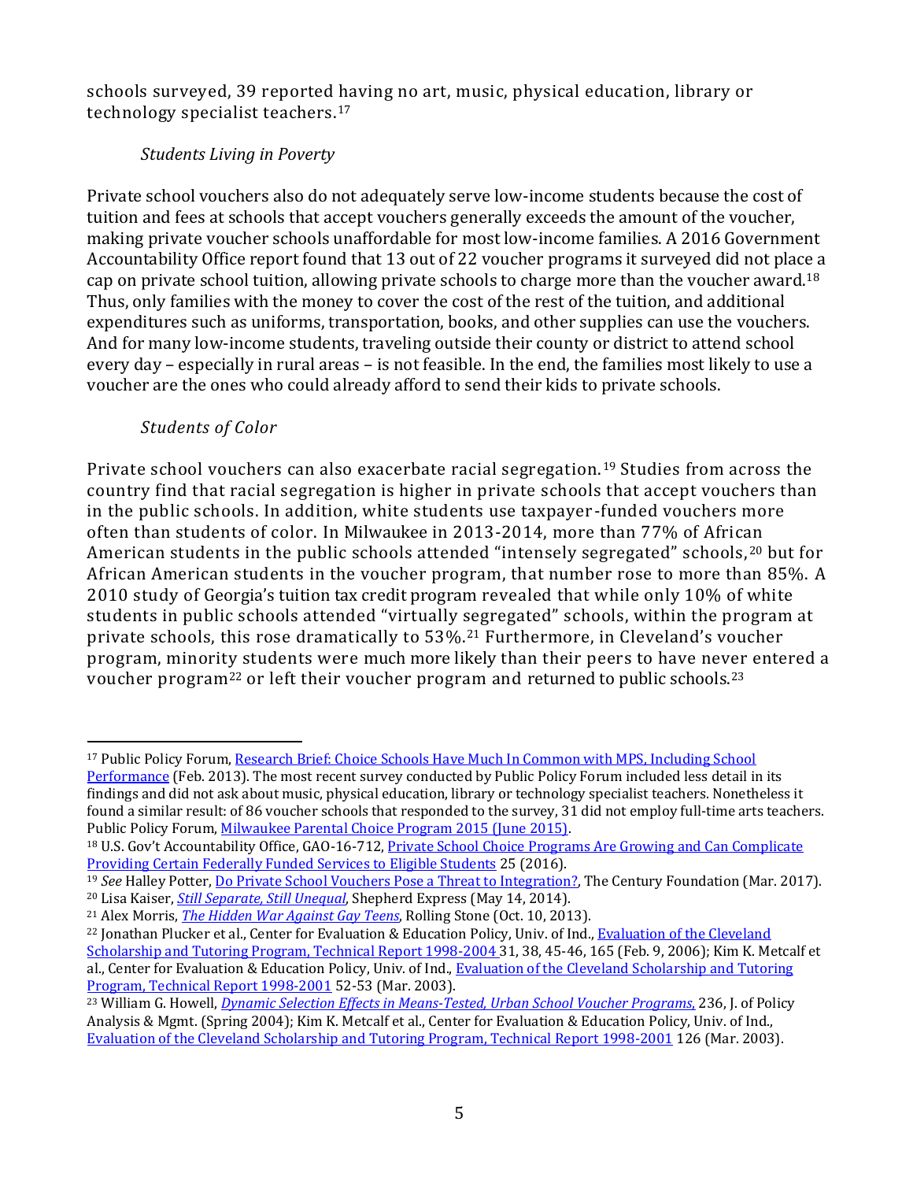schools surveyed, 39 reported having no art, music, physical education, library or technology specialist teachers.[17]

*Students Living in Poverty*

Private school vouchers also do not adequately serve low-income students because the cost of tuition and fees at schools that accept vouchers generally exceeds the amount of the voucher, making private voucher schools unaffordable for most low-income families. A 2016 Government Accountability Office report found that 13 out of 22 voucher programs it surveyed did not place a cap on private school tuition, allowing private schools to charge more than the voucher award.[18] Thus, only families with the money to cover the cost of the rest of the tuition, and additional expenditures such as uniforms, transportation, books, and other supplies can use the vouchers. And for many low-income students, traveling outside their county or district to attend school every day – especially in rural areas – is not feasible. In the end, the families most likely to use a voucher are the ones who could already afford to send their kids to private schools.

*Students of Color*

Private school vouchers can also exacerbate racial segregation.[19] Studies from across the country find that racial segregation is higher in private schools that accept vouchers than in the public schools. In addition, white students use taxpayer-funded vouchers more often than students of color. In Milwaukee in 2013-2014, more than 77% of African American students in the public schools attended "intensely segregated" schools,[20] but for African American students in the voucher program, that number rose to more than 85%. A 2010 study of Georgia's tuition tax credit program revealed that while only 10% of white students in public schools attended "virtually segregated" schools, within the program at private schools, this rose dramatically to 53%.[21] Furthermore, in Cleveland's voucher program, minority students were much more likely than their peers to have never entered a voucher program[22] or left their voucher program and returned to public schools.[23]

---

[17] Public Policy Forum, Research Brief: Choice Schools Have Much In Common with MPS, Including School Performance (Feb. 2013). The most recent survey conducted by Public Policy Forum included less detail in its findings and did not ask about music, physical education, library or technology specialist teachers. Nonetheless it found a similar result: of 86 voucher schools that responded to the survey, 31 did not employ full-time arts teachers. Public Policy Forum, Milwaukee Parental Choice Program 2015 (June 2015).

[18] U.S. Gov't Accountability Office, GAO-16-712, Private School Choice Programs Are Growing and Can Complicate Providing Certain Federally Funded Services to Eligible Students 25 (2016).

[19] *See* Halley Potter, Do Private School Vouchers Pose a Threat to Integration?, The Century Foundation (Mar. 2017).

[20] Lisa Kaiser, *Still Separate, Still Unequal*, Shepherd Express (May 14, 2014).

[21] Alex Morris, *The Hidden War Against Gay Teens*, Rolling Stone (Oct. 10, 2013).

[22] Jonathan Plucker et al., Center for Evaluation & Education Policy, Univ. of Ind., Evaluation of the Cleveland Scholarship and Tutoring Program, Technical Report 1998-2004 31, 38, 45-46, 165 (Feb. 9, 2006); Kim K. Metcalf et al., Center for Evaluation & Education Policy, Univ. of Ind., Evaluation of the Cleveland Scholarship and Tutoring Program, Technical Report 1998-2001 52-53 (Mar. 2003).

[23] William G. Howell, *Dynamic Selection Effects in Means-Tested, Urban School Voucher Programs*, 236, J. of Policy Analysis & Mgmt. (Spring 2004); Kim K. Metcalf et al., Center for Evaluation & Education Policy, Univ. of Ind., Evaluation of the Cleveland Scholarship and Tutoring Program, Technical Report 1998-2001 126 (Mar. 2003).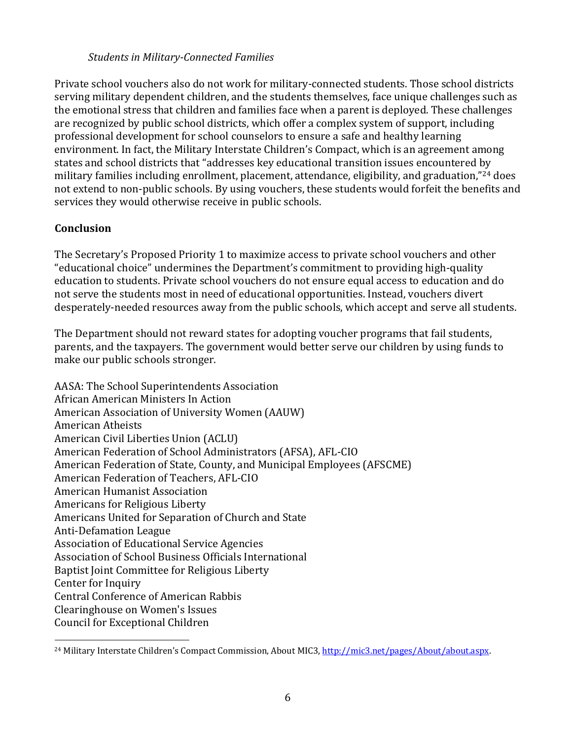*Students in Military-Connected Families*

Private school vouchers also do not work for military-connected students. Those school districts serving military dependent children, and the students themselves, face unique challenges such as the emotional stress that children and families face when a parent is deployed. These challenges are recognized by public school districts, which offer a complex system of support, including professional development for school counselors to ensure a safe and healthy learning environment. In fact, the Military Interstate Children's Compact, which is an agreement among states and school districts that "addresses key educational transition issues encountered by military families including enrollment, placement, attendance, eligibility, and graduation,"[24] does not extend to non-public schools. By using vouchers, these students would forfeit the benefits and services they would otherwise receive in public schools.

**Conclusion**

The Secretary's Proposed Priority 1 to maximize access to private school vouchers and other "educational choice" undermines the Department's commitment to providing high-quality education to students. Private school vouchers do not ensure equal access to education and do not serve the students most in need of educational opportunities. Instead, vouchers divert desperately-needed resources away from the public schools, which accept and serve all students.

The Department should not reward states for adopting voucher programs that fail students, parents, and the taxpayers. The government would better serve our children by using funds to make our public schools stronger.

AASA: The School Superintendents Association
African American Ministers In Action
American Association of University Women (AAUW)
American Atheists
American Civil Liberties Union (ACLU)
American Federation of School Administrators (AFSA), AFL-CIO
American Federation of State, County, and Municipal Employees (AFSCME)
American Federation of Teachers, AFL-CIO
American Humanist Association
Americans for Religious Liberty
Americans United for Separation of Church and State
Anti-Defamation League
Association of Educational Service Agencies
Association of School Business Officials International
Baptist Joint Committee for Religious Liberty
Center for Inquiry
Central Conference of American Rabbis
Clearinghouse on Women's Issues
Council for Exceptional Children

[24] Military Interstate Children's Compact Commission, About MIC3, http://mic3.net/pages/About/about.aspx.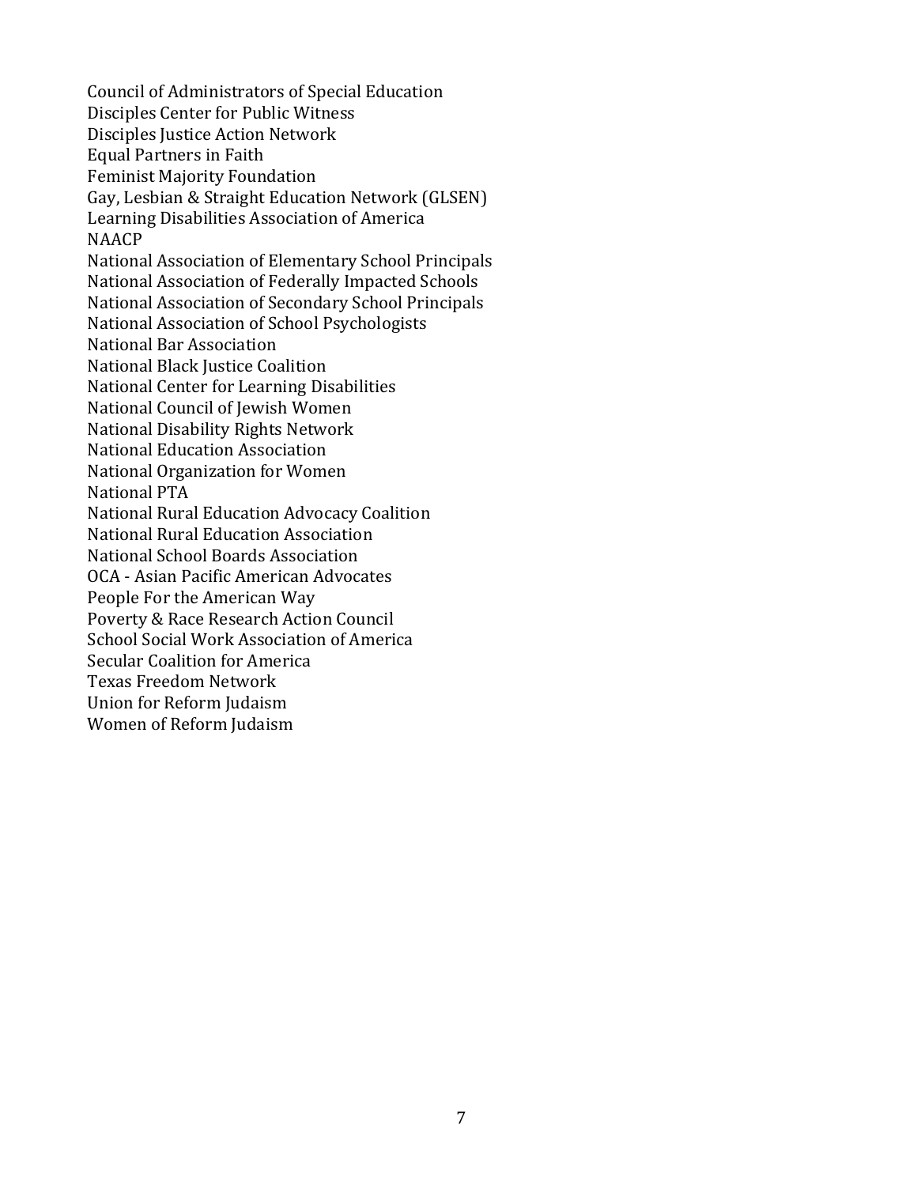Council of Administrators of Special Education
Disciples Center for Public Witness
Disciples Justice Action Network
Equal Partners in Faith
Feminist Majority Foundation
Gay, Lesbian & Straight Education Network (GLSEN)
Learning Disabilities Association of America
NAACP
National Association of Elementary School Principals
National Association of Federally Impacted Schools
National Association of Secondary School Principals
National Association of School Psychologists
National Bar Association
National Black Justice Coalition
National Center for Learning Disabilities
National Council of Jewish Women
National Disability Rights Network
National Education Association
National Organization for Women
National PTA
National Rural Education Advocacy Coalition
National Rural Education Association
National School Boards Association
OCA - Asian Pacific American Advocates
People For the American Way
Poverty & Race Research Action Council
School Social Work Association of America
Secular Coalition for America
Texas Freedom Network
Union for Reform Judaism
Women of Reform Judaism